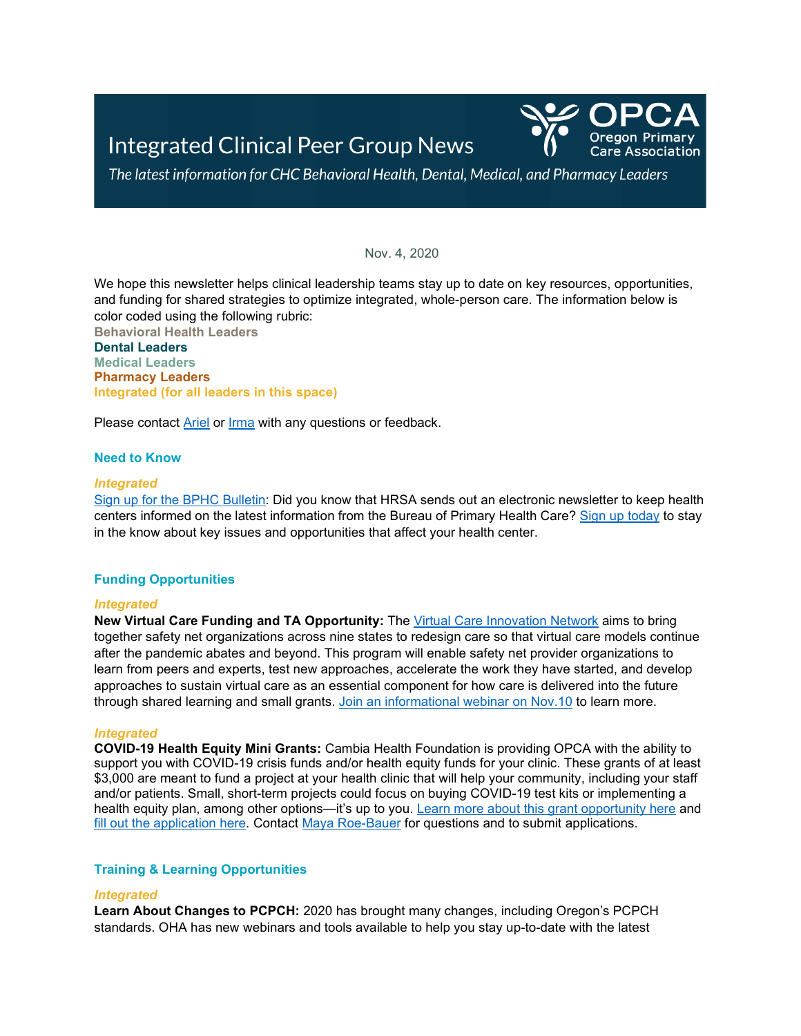# Integrated Clinical Peer Group News

OPCA Oregon Primary Care Association

*The latest information for CHC Behavioral Health, Dental, Medical, and Pharmacy Leaders*

Nov. 4, 2020

We hope this newsletter helps clinical leadership teams stay up to date on key resources, opportunities, and funding for shared strategies to optimize integrated, whole-person care. The information below is color coded using the following rubric:

**Behavioral Health Leaders**
**Dental Leaders**
**Medical Leaders**
**Pharmacy Leaders**
**Integrated (for all leaders in this space)**

Please contact Ariel or Irma with any questions or feedback.

## Need to Know

***Integrated***

Sign up for the BPHC Bulletin: Did you know that HRSA sends out an electronic newsletter to keep health centers informed on the latest information from the Bureau of Primary Health Care? Sign up today to stay in the know about key issues and opportunities that affect your health center.

## Funding Opportunities

***Integrated***

**New Virtual Care Funding and TA Opportunity:** The Virtual Care Innovation Network aims to bring together safety net organizations across nine states to redesign care so that virtual care models continue after the pandemic abates and beyond. This program will enable safety net provider organizations to learn from peers and experts, test new approaches, accelerate the work they have started, and develop approaches to sustain virtual care as an essential component for how care is delivered into the future through shared learning and small grants. Join an informational webinar on Nov.10 to learn more.

***Integrated***

**COVID-19 Health Equity Mini Grants:** Cambia Health Foundation is providing OPCA with the ability to support you with COVID-19 crisis funds and/or health equity funds for your clinic. These grants of at least $3,000 are meant to fund a project at your health clinic that will help your community, including your staff and/or patients. Small, short-term projects could focus on buying COVID-19 test kits or implementing a health equity plan, among other options—it's up to you. Learn more about this grant opportunity here and fill out the application here. Contact Maya Roe-Bauer for questions and to submit applications.

## Training & Learning Opportunities

***Integrated***

**Learn About Changes to PCPCH:** 2020 has brought many changes, including Oregon's PCPCH standards. OHA has new webinars and tools available to help you stay up-to-date with the latest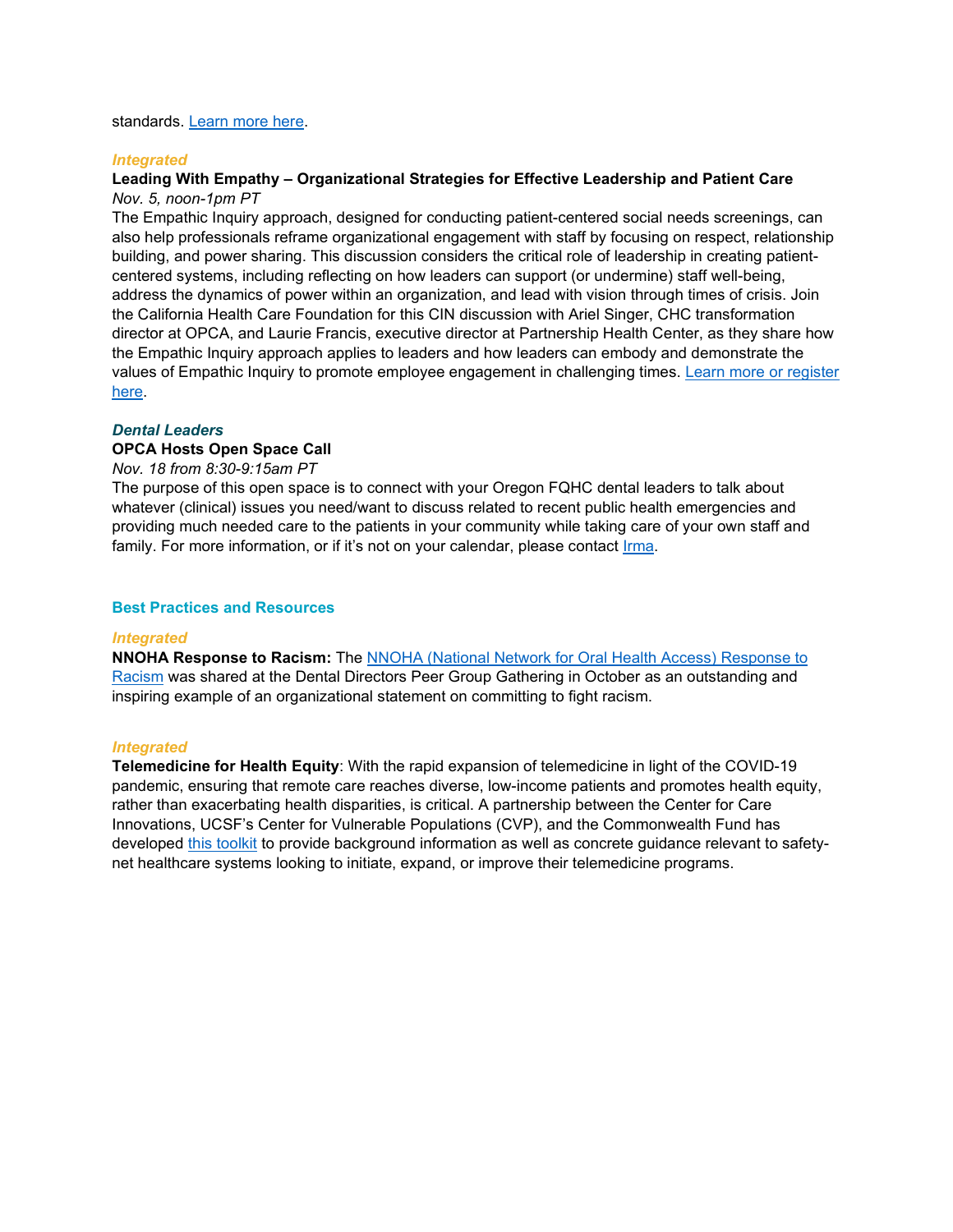standards. Learn more here.

***Integrated***

**Leading With Empathy – Organizational Strategies for Effective Leadership and Patient Care**

*Nov. 5, noon-1pm PT*

The Empathic Inquiry approach, designed for conducting patient-centered social needs screenings, can also help professionals reframe organizational engagement with staff by focusing on respect, relationship building, and power sharing. This discussion considers the critical role of leadership in creating patient-centered systems, including reflecting on how leaders can support (or undermine) staff well-being, address the dynamics of power within an organization, and lead with vision through times of crisis. Join the California Health Care Foundation for this CIN discussion with Ariel Singer, CHC transformation director at OPCA, and Laurie Francis, executive director at Partnership Health Center, as they share how the Empathic Inquiry approach applies to leaders and how leaders can embody and demonstrate the values of Empathic Inquiry to promote employee engagement in challenging times. Learn more or register here.

***Dental Leaders***

**OPCA Hosts Open Space Call**

*Nov. 18 from 8:30-9:15am PT*

The purpose of this open space is to connect with your Oregon FQHC dental leaders to talk about whatever (clinical) issues you need/want to discuss related to recent public health emergencies and providing much needed care to the patients in your community while taking care of your own staff and family. For more information, or if it's not on your calendar, please contact Irma.

## Best Practices and Resources

***Integrated***

**NNOHA Response to Racism:** The NNOHA (National Network for Oral Health Access) Response to Racism was shared at the Dental Directors Peer Group Gathering in October as an outstanding and inspiring example of an organizational statement on committing to fight racism.

***Integrated***

**Telemedicine for Health Equity**: With the rapid expansion of telemedicine in light of the COVID-19 pandemic, ensuring that remote care reaches diverse, low-income patients and promotes health equity, rather than exacerbating health disparities, is critical. A partnership between the Center for Care Innovations, UCSF's Center for Vulnerable Populations (CVP), and the Commonwealth Fund has developed this toolkit to provide background information as well as concrete guidance relevant to safety-net healthcare systems looking to initiate, expand, or improve their telemedicine programs.